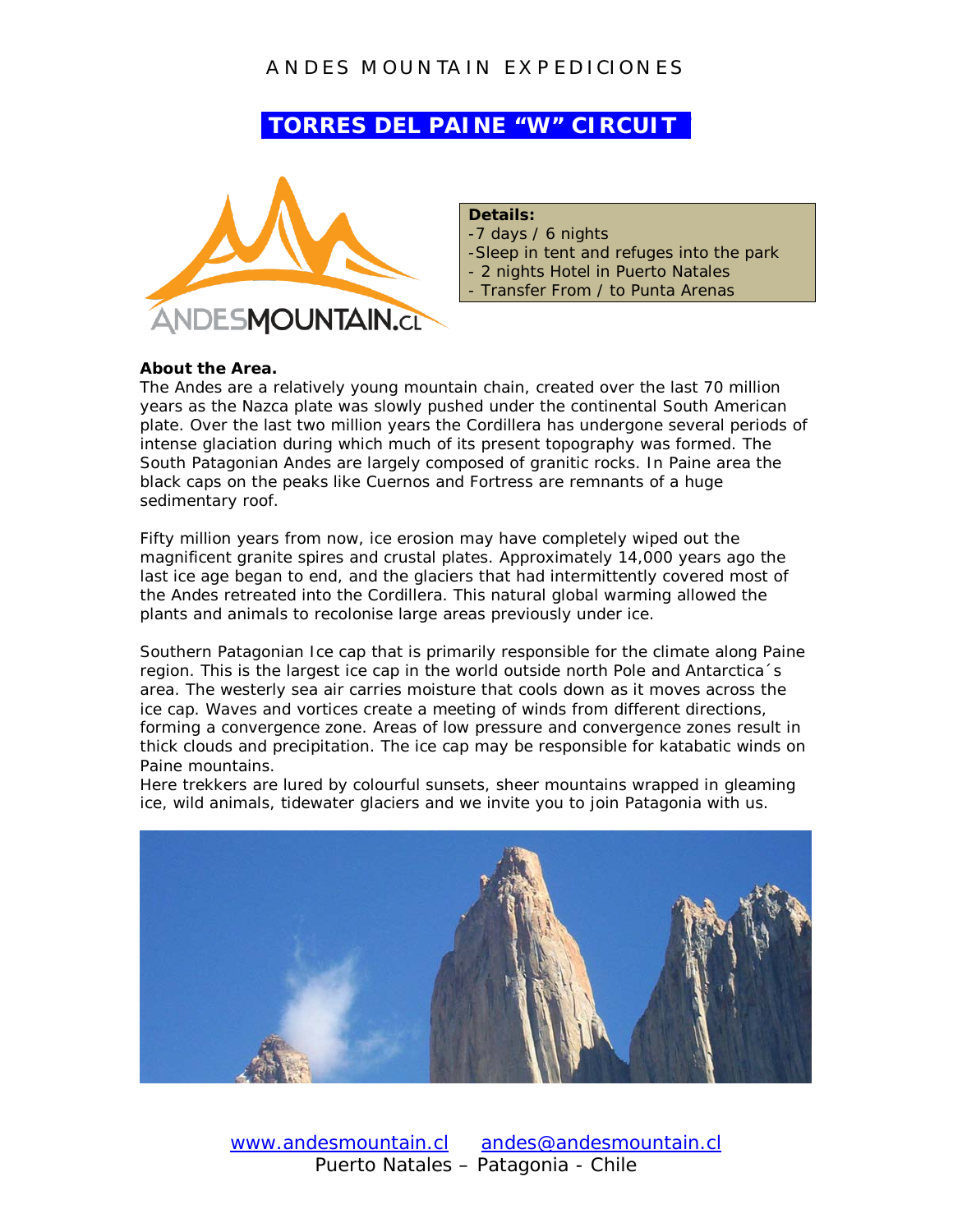# ANDES MOUNTAIN EXPEDICIONES

## TORRES DEL PAINE "W" CIRCUIT

**Details:**
- 7 days / 6 nights
- Sleep in tent and refuges into the park
- 2 nights Hotel in Puerto Natales
- Transfer From / to Punta Arenas

**About the Area.**

The Andes are a relatively young mountain chain, created over the last 70 million years as the Nazca plate was slowly pushed under the continental South American plate. Over the last two million years the Cordillera has undergone several periods of intense glaciation during which much of its present topography was formed. The South Patagonian Andes are largely composed of granitic rocks. In Paine area the black caps on the peaks like Cuernos and Fortress are remnants of a huge sedimentary roof.

Fifty million years from now, ice erosion may have completely wiped out the magnificent granite spires and crustal plates. Approximately 14,000 years ago the last ice age began to end, and the glaciers that had intermittently covered most of the Andes retreated into the Cordillera. This natural global warming allowed the plants and animals to recolonise large areas previously under ice.

Southern Patagonian Ice cap that is primarily responsible for the climate along Paine region. This is the largest ice cap in the world outside north Pole and Antarctica´s area. The westerly sea air carries moisture that cools down as it moves across the ice cap. Waves and vortices create a meeting of winds from different directions, forming a convergence zone. Areas of low pressure and convergence zones result in thick clouds and precipitation. The ice cap may be responsible for katabatic winds on Paine mountains.

Here trekkers are lured by colourful sunsets, sheer mountains wrapped in gleaming ice, wild animals, tidewater glaciers and we invite you to join Patagonia with us.

www.andesmountain.cl andes@andesmountain.cl

Puerto Natales – Patagonia - Chile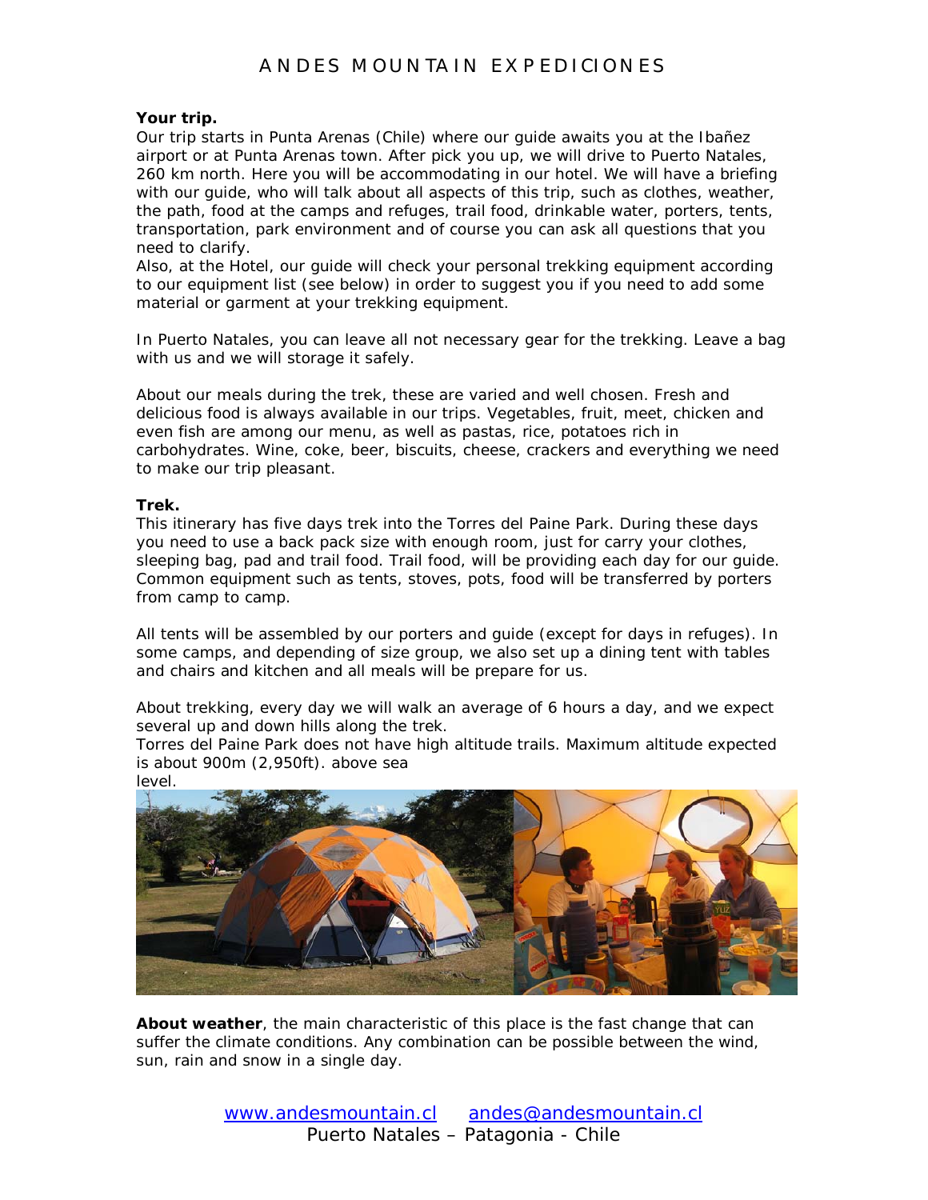**Your trip.**
Our trip starts in Punta Arenas (Chile) where our guide awaits you at the Ibañez airport or at Punta Arenas town. After pick you up, we will drive to Puerto Natales, 260 km north. Here you will be accommodating in our hotel. We will have a briefing with our guide, who will talk about all aspects of this trip, such as clothes, weather, the path, food at the camps and refuges, trail food, drinkable water, porters, tents, transportation, park environment and of course you can ask all questions that you need to clarify.
Also, at the Hotel, our guide will check your personal trekking equipment according to our equipment list (see below) in order to suggest you if you need to add some material or garment at your trekking equipment.

In Puerto Natales, you can leave all not necessary gear for the trekking. Leave a bag with us and we will storage it safely.

About our meals during the trek, these are varied and well chosen. Fresh and delicious food is always available in our trips. Vegetables, fruit, meet, chicken and even fish are among our menu, as well as pastas, rice, potatoes rich in carbohydrates. Wine, coke, beer, biscuits, cheese, crackers and everything we need to make our trip pleasant.

**Trek.**
This itinerary has five days trek into the Torres del Paine Park. During these days you need to use a back pack size with enough room, just for carry your clothes, sleeping bag, pad and trail food. Trail food, will be providing each day for our guide. Common equipment such as tents, stoves, pots, food will be transferred by porters from camp to camp.

All tents will be assembled by our porters and guide (except for days in refuges). In some camps, and depending of size group, we also set up a dining tent with tables and chairs and kitchen and all meals will be prepare for us.

About trekking, every day we will walk an average of 6 hours a day, and we expect several up and down hills along the trek.
Torres del Paine Park does not have high altitude trails. Maximum altitude expected is about 900m (2,950ft). above sea level.

**About weather**, the main characteristic of this place is the fast change that can suffer the climate conditions. Any combination can be possible between the wind, sun, rain and snow in a single day.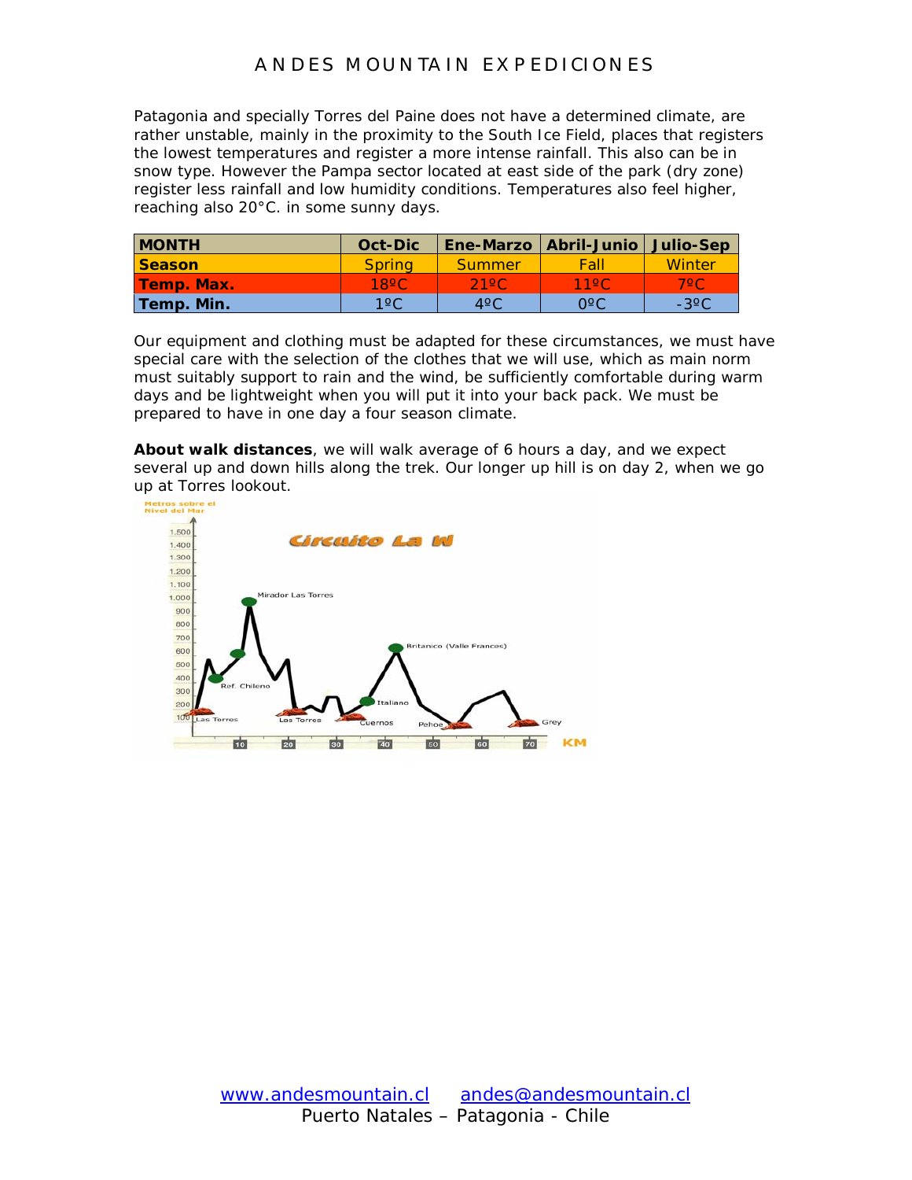Patagonia and specially Torres del Paine does not have a determined climate, are rather unstable, mainly in the proximity to the South Ice Field, places that registers the lowest temperatures and register a more intense rainfall. This also can be in snow type. However the Pampa sector located at east side of the park (dry zone) register less rainfall and low humidity conditions. Temperatures also feel higher, reaching also 20°C. in some sunny days.

| MONTH | Oct-Dic | Ene-Marzo | Abril-Junio | Julio-Sep |
|---|---|---|---|---|
| **Season** | Spring | Summer | Fall | Winter |
| **Temp. Max.** | 18ºC | 21ºC | 11ºC | 7ºC |
| **Temp. Min.** | 1ºC | 4ºC | 0ºC | -3ºC |

Our equipment and clothing must be adapted for these circumstances, we must have special care with the selection of the clothes that we will use, which as main norm must suitably support to rain and the wind, be sufficiently comfortable during warm days and be lightweight when you will put it into your back pack. We must be prepared to have in one day a four season climate.

**About walk distances**, we will walk average of 6 hours a day, and we expect several up and down hills along the trek. Our longer up hill is on day 2, when we go up at Torres lookout.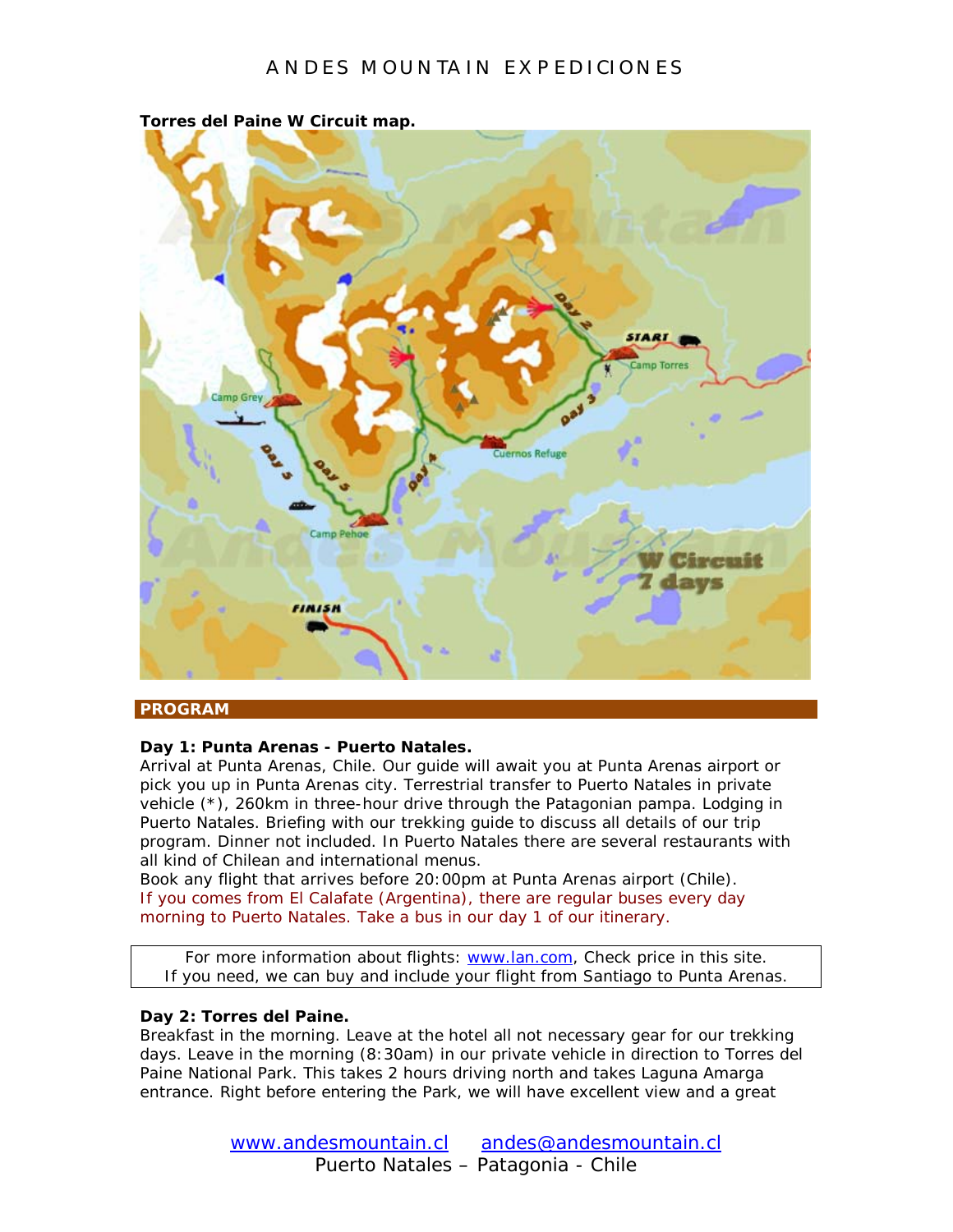**Torres del Paine W Circuit map.**

## PROGRAM

**Day 1: Punta Arenas - Puerto Natales.**

Arrival at Punta Arenas, Chile. Our guide will await you at Punta Arenas airport or pick you up in Punta Arenas city. Terrestrial transfer to Puerto Natales in private vehicle (*), 260km in three-hour drive through the Patagonian pampa. Lodging in Puerto Natales. Briefing with our trekking guide to discuss all details of our trip program. Dinner not included. In Puerto Natales there are several restaurants with all kind of Chilean and international menus.

Book any flight that arrives before 20:00pm at Punta Arenas airport (Chile).

If you comes from El Calafate (Argentina), there are regular buses every day morning to Puerto Natales. Take a bus in our day 1 of our itinerary.

For more information about flights: www.lan.com, Check price in this site.
If you need, we can buy and include your flight from Santiago to Punta Arenas.

**Day 2: Torres del Paine.**

Breakfast in the morning. Leave at the hotel all not necessary gear for our trekking days. Leave in the morning (8:30am) in our private vehicle in direction to Torres del Paine National Park. This takes 2 hours driving north and takes Laguna Amarga entrance. Right before entering the Park, we will have excellent view and a great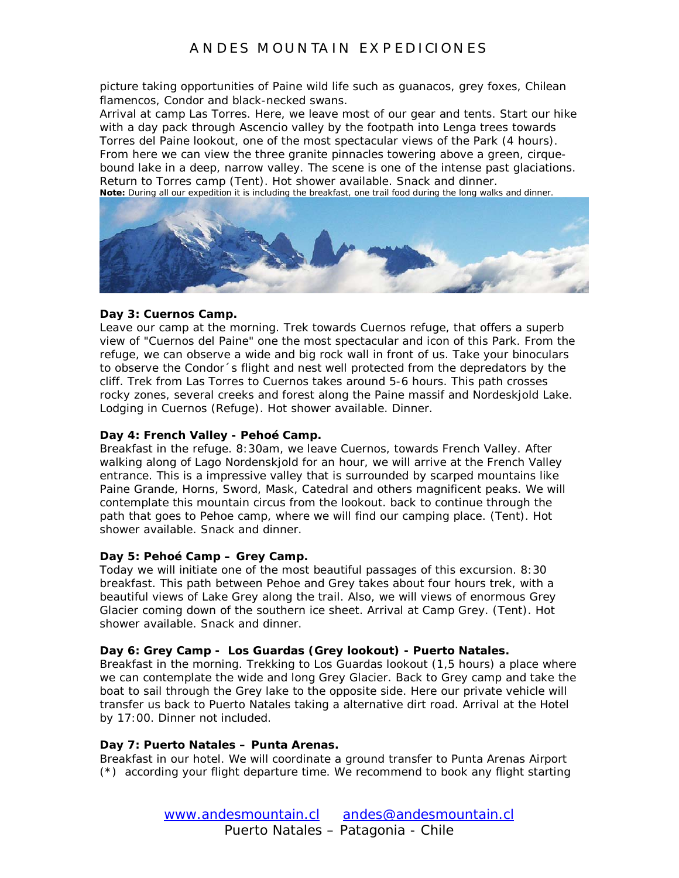picture taking opportunities of Paine wild life such as guanacos, grey foxes, Chilean flamencos, Condor and black-necked swans.

Arrival at camp Las Torres. Here, we leave most of our gear and tents. Start our hike with a day pack through Ascencio valley by the footpath into Lenga trees towards Torres del Paine lookout, one of the most spectacular views of the Park (4 hours). From here we can view the three granite pinnacles towering above a green, cirque-bound lake in a deep, narrow valley. The scene is one of the intense past glaciations. Return to Torres camp (Tent). Hot shower available. Snack and dinner.

**Note:** During all our expedition it is including the breakfast, one trail food during the long walks and dinner.

**Day 3: Cuernos Camp.**

Leave our camp at the morning. Trek towards Cuernos refuge, that offers a superb view of "Cuernos del Paine" one the most spectacular and icon of this Park. From the refuge, we can observe a wide and big rock wall in front of us. Take your binoculars to observe the Condor´s flight and nest well protected from the depredators by the cliff. Trek from Las Torres to Cuernos takes around 5-6 hours. This path crosses rocky zones, several creeks and forest along the Paine massif and Nordeskjold Lake. Lodging in Cuernos (Refuge). Hot shower available. Dinner.

**Day 4: French Valley - Pehoé Camp.**

Breakfast in the refuge. 8:30am, we leave Cuernos, towards French Valley. After walking along of Lago Nordenskjold for an hour, we will arrive at the French Valley entrance. This is a impressive valley that is surrounded by scarped mountains like Paine Grande, Horns, Sword, Mask, Catedral and others magnificent peaks. We will contemplate this mountain circus from the lookout. back to continue through the path that goes to Pehoe camp, where we will find our camping place. (Tent). Hot shower available. Snack and dinner.

**Day 5: Pehoé Camp – Grey Camp.**

Today we will initiate one of the most beautiful passages of this excursion. 8:30 breakfast. This path between Pehoe and Grey takes about four hours trek, with a beautiful views of Lake Grey along the trail. Also, we will views of enormous Grey Glacier coming down of the southern ice sheet. Arrival at Camp Grey. (Tent). Hot shower available. Snack and dinner.

**Day 6: Grey Camp - Los Guardas (Grey lookout) - Puerto Natales.**

Breakfast in the morning. Trekking to Los Guardas lookout (1,5 hours) a place where we can contemplate the wide and long Grey Glacier. Back to Grey camp and take the boat to sail through the Grey lake to the opposite side. Here our private vehicle will transfer us back to Puerto Natales taking a alternative dirt road. Arrival at the Hotel by 17:00. Dinner not included.

**Day 7: Puerto Natales – Punta Arenas.**

Breakfast in our hotel. We will coordinate a ground transfer to Punta Arenas Airport (*) according your flight departure time. We recommend to book any flight starting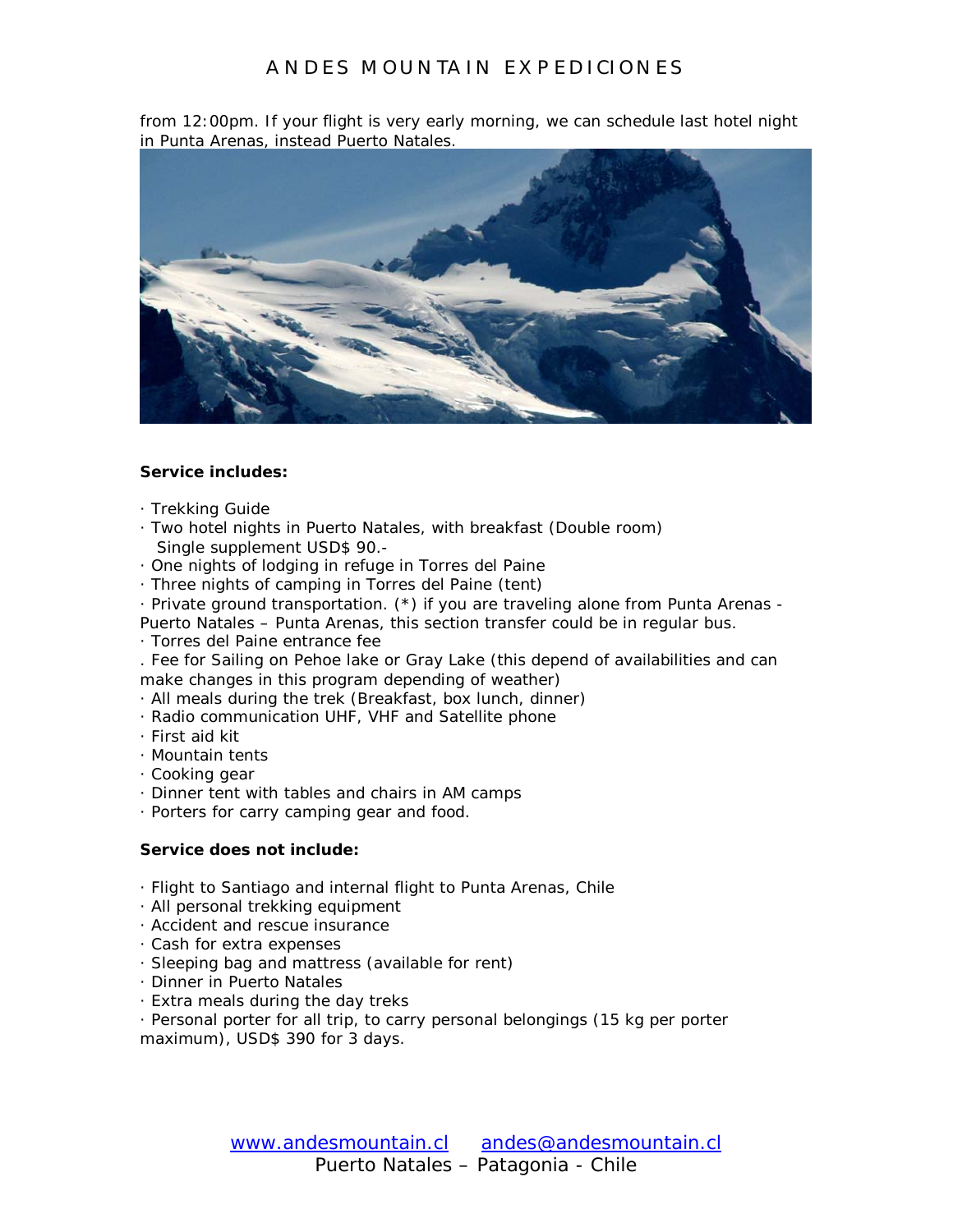from 12:00pm. If your flight is very early morning, we can schedule last hotel night in Punta Arenas, instead Puerto Natales.

**Service includes:**

· Trekking Guide
· Two hotel nights in Puerto Natales, with breakfast (Double room)
  Single supplement USD$ 90.-
· One nights of lodging in refuge in Torres del Paine
· Three nights of camping in Torres del Paine (tent)
· Private ground transportation. (*) if you are traveling alone from Punta Arenas - Puerto Natales – Punta Arenas, this section transfer could be in regular bus.
· Torres del Paine entrance fee
. Fee for Sailing on Pehoe lake or Gray Lake (this depend of availabilities and can make changes in this program depending of weather)
· All meals during the trek (Breakfast, box lunch, dinner)
· Radio communication UHF, VHF and Satellite phone
· First aid kit
· Mountain tents
· Cooking gear
· Dinner tent with tables and chairs in AM camps
· Porters for carry camping gear and food.

**Service does not include:**

· Flight to Santiago and internal flight to Punta Arenas, Chile
· All personal trekking equipment
· Accident and rescue insurance
· Cash for extra expenses
· Sleeping bag and mattress (available for rent)
· Dinner in Puerto Natales
· Extra meals during the day treks
· Personal porter for all trip, to carry personal belongings (15 kg per porter maximum), USD$ 390 for 3 days.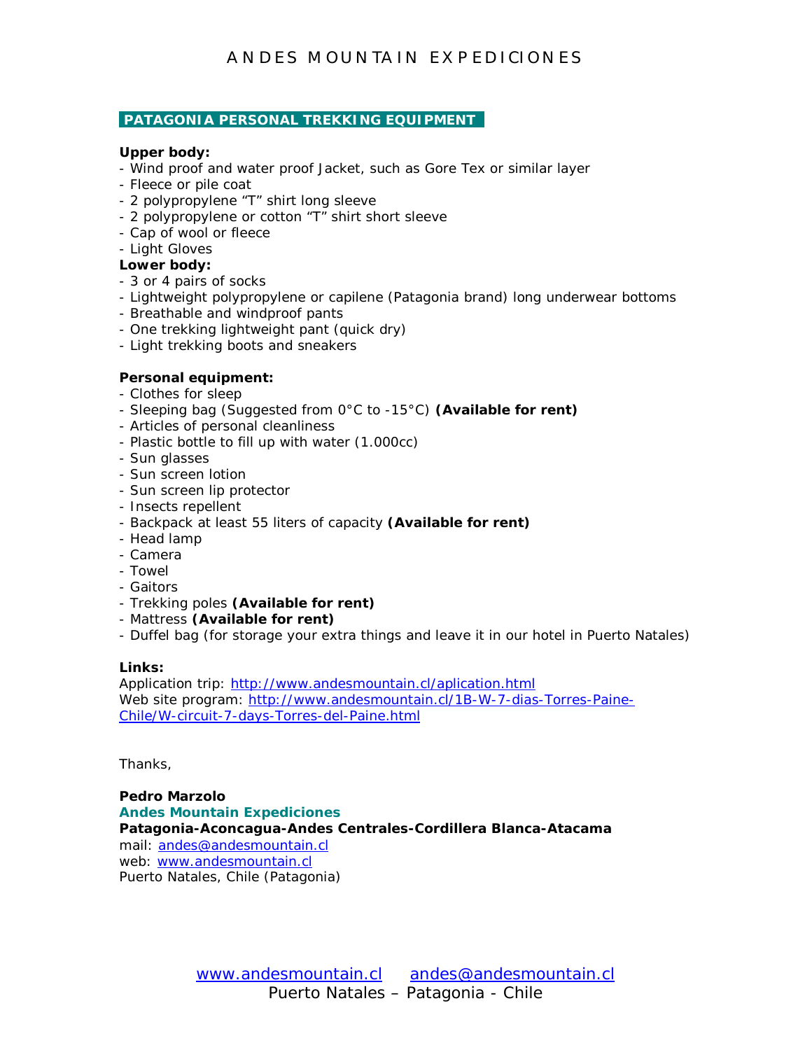## PATAGONIA PERSONAL TREKKING EQUIPMENT

**Upper body:**
- Wind proof and water proof Jacket, such as Gore Tex or similar layer
- Fleece or pile coat
- 2 polypropylene "T" shirt long sleeve
- 2 polypropylene or cotton "T" shirt short sleeve
- Cap of wool or fleece
- Light Gloves

**Lower body:**
- 3 or 4 pairs of socks
- Lightweight polypropylene or capilene (Patagonia brand) long underwear bottoms
- Breathable and windproof pants
- One trekking lightweight pant (quick dry)
- Light trekking boots and sneakers

**Personal equipment:**
- Clothes for sleep
- Sleeping bag (Suggested from 0°C to -15°C) **(Available for rent)**
- Articles of personal cleanliness
- Plastic bottle to fill up with water (1.000cc)
- Sun glasses
- Sun screen lotion
- Sun screen lip protector
- Insects repellent
- Backpack at least 55 liters of capacity **(Available for rent)**
- Head lamp
- Camera
- Towel
- Gaitors
- Trekking poles **(Available for rent)**
- Mattress **(Available for rent)**
- Duffel bag (for storage your extra things and leave it in our hotel in Puerto Natales)

**Links:**
Application trip: http://www.andesmountain.cl/aplication.html
Web site program: http://www.andesmountain.cl/1B-W-7-dias-Torres-Paine-Chile/W-circuit-7-days-Torres-del-Paine.html

Thanks,

**Pedro Marzolo**
**Andes Mountain Expediciones**
**Patagonia-Aconcagua-Andes Centrales-Cordillera Blanca-Atacama**
mail: andes@andesmountain.cl
web: www.andesmountain.cl
Puerto Natales, Chile (Patagonia)